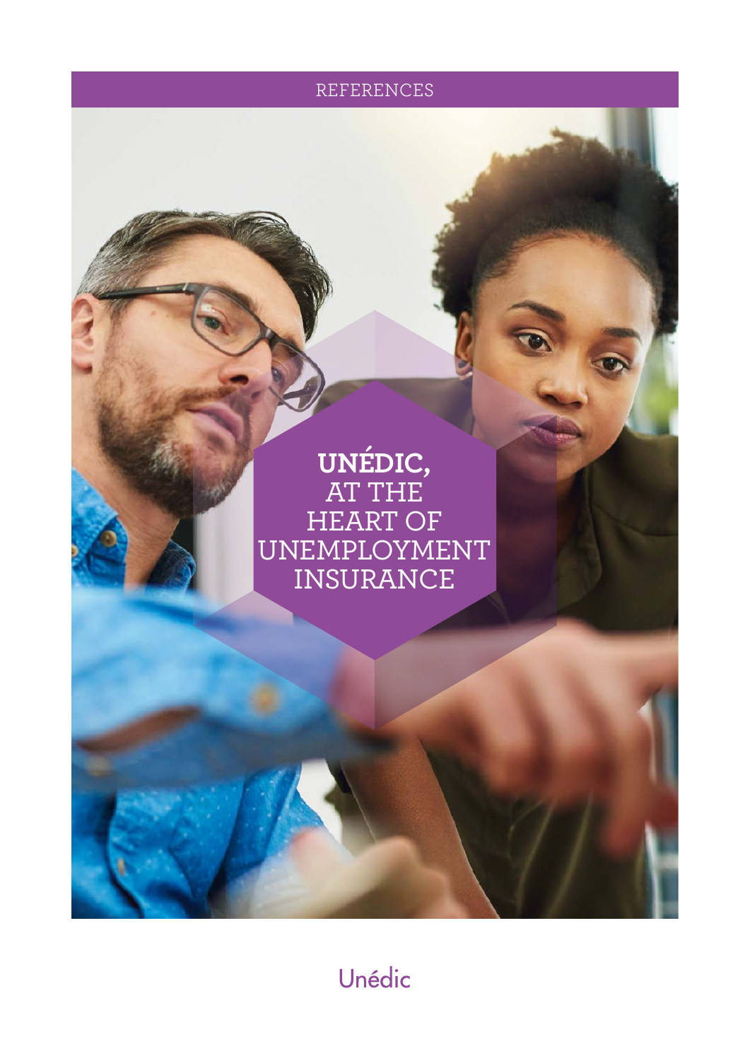REFERENCES

# UNÉDIC, AT THE HEART OF UNEMPLOYMENT INSURANCE

Unédic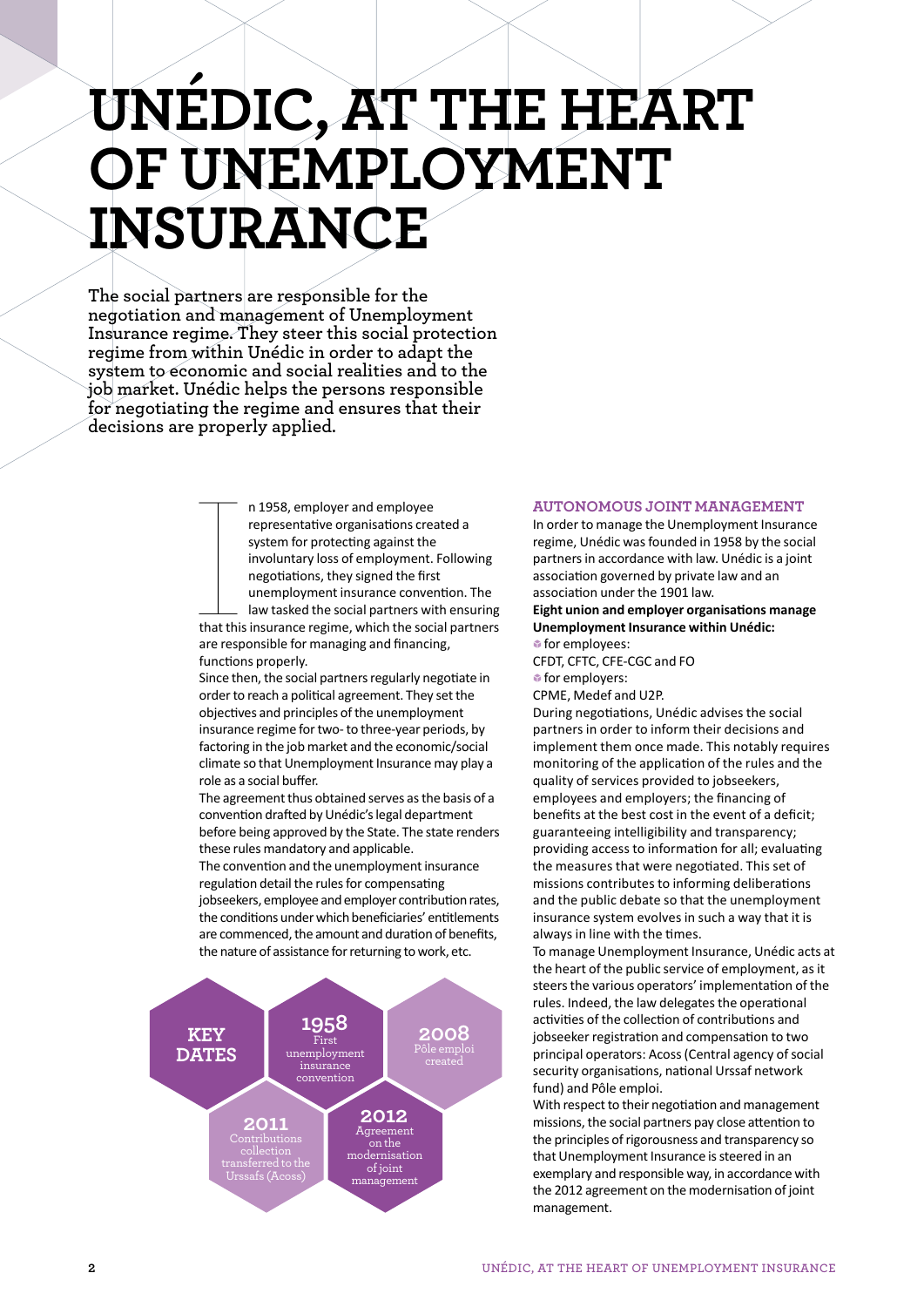# UNÉDIC, AT THE HEART OF UNEMPLOYMENT INSURANCE

**The social partners are responsible for the negotiation and management of Unemployment Insurance regime. They steer this social protection regime from within Unédic in order to adapt the system to economic and social realities and to the job market. Unédic helps the persons responsible for negotiating the regime and ensures that their decisions are properly applied.**

In 1958, employer and employee representative organisations created a system for protecting against the involuntary loss of employment. Following negotiations, they signed the first unemployment insurance convention. The law tasked the social partners with ensuring that this insurance regime, which the social partners are responsible for managing and financing, functions properly.

Since then, the social partners regularly negotiate in order to reach a political agreement. They set the objectives and principles of the unemployment insurance regime for two- to three-year periods, by factoring in the job market and the economic/social climate so that Unemployment Insurance may play a role as a social buffer.

The agreement thus obtained serves as the basis of a convention drafted by Unédic's legal department before being approved by the State. The state renders these rules mandatory and applicable.

The convention and the unemployment insurance regulation detail the rules for compensating jobseekers, employee and employer contribution rates, the conditions under which beneficiaries' entitlements are commenced, the amount and duration of benefits, the nature of assistance for returning to work, etc.

**KEY DATES**

- **1958** First unemployment insurance convention
- **2008** Pôle emploi created
- **2011** Contributions collection transferred to the Urssafs (Acoss)
- **2012** Agreement on the modernisation of joint management

## AUTONOMOUS JOINT MANAGEMENT

In order to manage the Unemployment Insurance regime, Unédic was founded in 1958 by the social partners in accordance with law. Unédic is a joint association governed by private law and an association under the 1901 law.

**Eight union and employer organisations manage Unemployment Insurance within Unédic:**

- for employees:
  CFDT, CFTC, CFE-CGC and FO
- for employers:
  CPME, Medef and U2P.

During negotiations, Unédic advises the social partners in order to inform their decisions and implement them once made. This notably requires monitoring of the application of the rules and the quality of services provided to jobseekers, employees and employers; the financing of benefits at the best cost in the event of a deficit; guaranteeing intelligibility and transparency; providing access to information for all; evaluating the measures that were negotiated. This set of missions contributes to informing deliberations and the public debate so that the unemployment insurance system evolves in such a way that it is always in line with the times.

To manage Unemployment Insurance, Unédic acts at the heart of the public service of employment, as it steers the various operators' implementation of the rules. Indeed, the law delegates the operational activities of the collection of contributions and jobseeker registration and compensation to two principal operators: Acoss (Central agency of social security organisations, national Urssaf network fund) and Pôle emploi.

With respect to their negotiation and management missions, the social partners pay close attention to the principles of rigorousness and transparency so that Unemployment Insurance is steered in an exemplary and responsible way, in accordance with the 2012 agreement on the modernisation of joint management.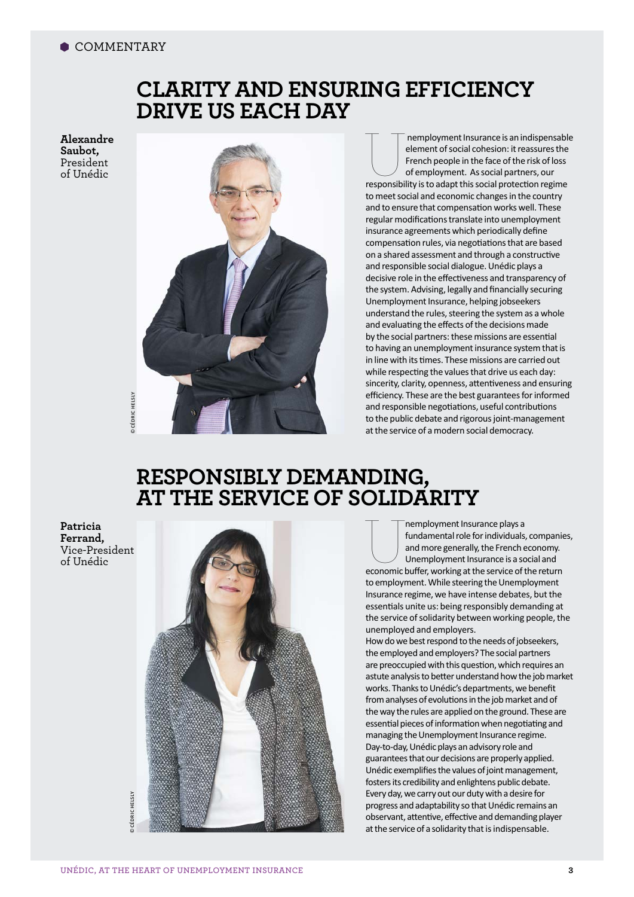COMMENTARY

## CLARITY AND ENSURING EFFICIENCY DRIVE US EACH DAY

**Alexandre Saubot,** President of Unédic

© CÉDRIC HELSLY

Unemployment Insurance is an indispensable element of social cohesion: it reassures the French people in the face of the risk of loss of employment. As social partners, our responsibility is to adapt this social protection regime to meet social and economic changes in the country and to ensure that compensation works well. These regular modifications translate into unemployment insurance agreements which periodically define compensation rules, via negotiations that are based on a shared assessment and through a constructive and responsible social dialogue. Unédic plays a decisive role in the effectiveness and transparency of the system. Advising, legally and financially securing Unemployment Insurance, helping jobseekers understand the rules, steering the system as a whole and evaluating the effects of the decisions made by the social partners: these missions are essential to having an unemployment insurance system that is in line with its times. These missions are carried out while respecting the values that drive us each day: sincerity, clarity, openness, attentiveness and ensuring efficiency. These are the best guarantees for informed and responsible negotiations, useful contributions to the public debate and rigorous joint-management at the service of a modern social democracy.

## RESPONSIBLY DEMANDING, AT THE SERVICE OF SOLIDARITY

**Patricia Ferrand,** Vice-President of Unédic

© CÉDRIC HELSLY

Unemployment Insurance plays a fundamental role for individuals, companies, and more generally, the French economy. Unemployment Insurance is a social and economic buffer, working at the service of the return to employment. While steering the Unemployment Insurance regime, we have intense debates, but the essentials unite us: being responsibly demanding at the service of solidarity between working people, the unemployed and employers.

How do we best respond to the needs of jobseekers, the employed and employers? The social partners are preoccupied with this question, which requires an astute analysis to better understand how the job market works. Thanks to Unédic's departments, we benefit from analyses of evolutions in the job market and of the way the rules are applied on the ground. These are essential pieces of information when negotiating and managing the Unemployment Insurance regime.

Day-to-day, Unédic plays an advisory role and guarantees that our decisions are properly applied. Unédic exemplifies the values of joint management, fosters its credibility and enlightens public debate. Every day, we carry out our duty with a desire for progress and adaptability so that Unédic remains an observant, attentive, effective and demanding player at the service of a solidarity that is indispensable.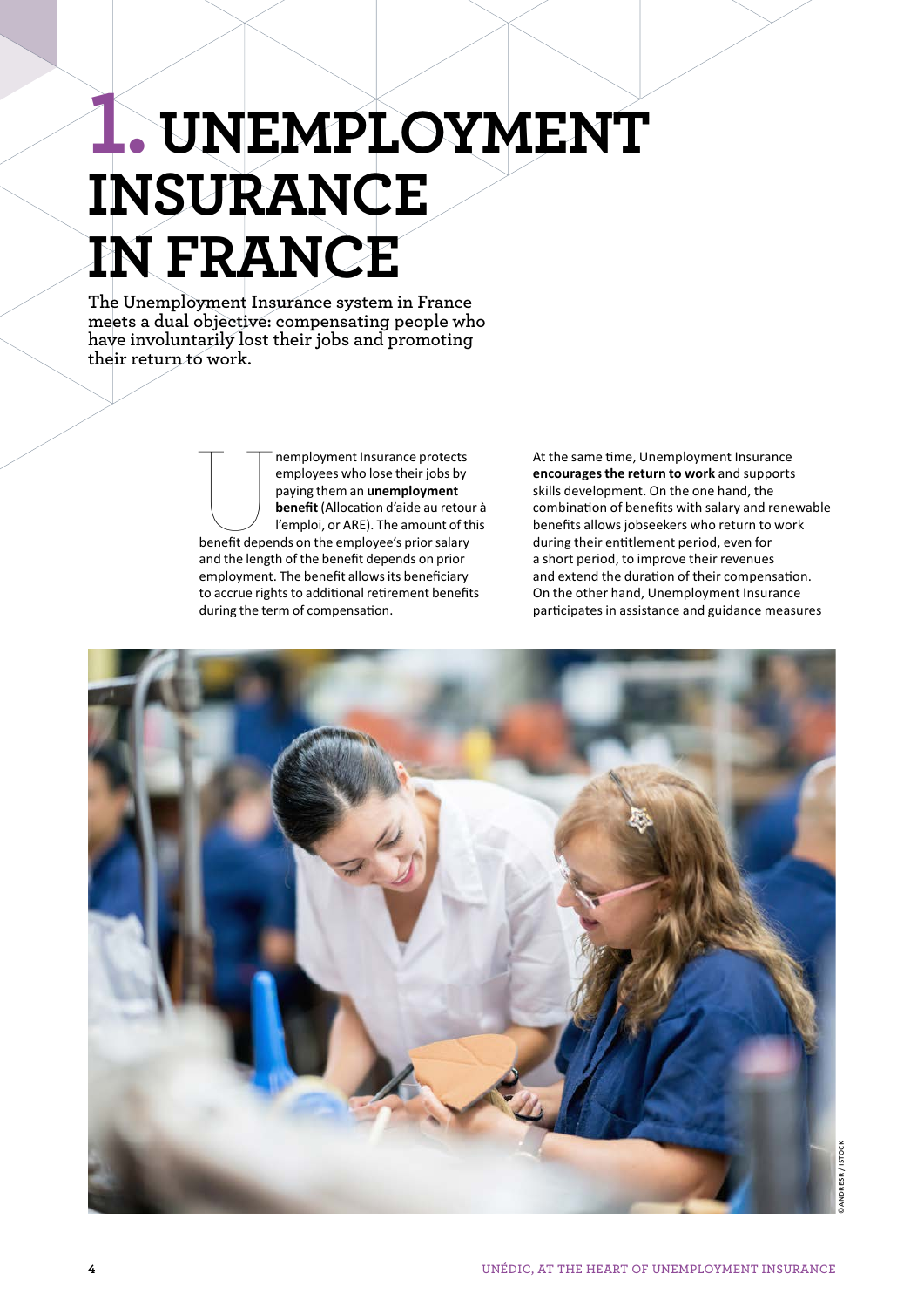# 1. UNEMPLOYMENT INSURANCE IN FRANCE

**The Unemployment Insurance system in France meets a dual objective: compensating people who have involuntarily lost their jobs and promoting their return to work.**

Unemployment Insurance protects employees who lose their jobs by paying them an **unemployment benefit** (Allocation d'aide au retour à l'emploi, or ARE). The amount of this benefit depends on the employee's prior salary and the length of the benefit depends on prior employment. The benefit allows its beneficiary to accrue rights to additional retirement benefits during the term of compensation.

At the same time, Unemployment Insurance **encourages the return to work** and supports skills development. On the one hand, the combination of benefits with salary and renewable benefits allows jobseekers who return to work during their entitlement period, even for a short period, to improve their revenues and extend the duration of their compensation. On the other hand, Unemployment Insurance participates in assistance and guidance measures

©ANDRESR / ISTOCK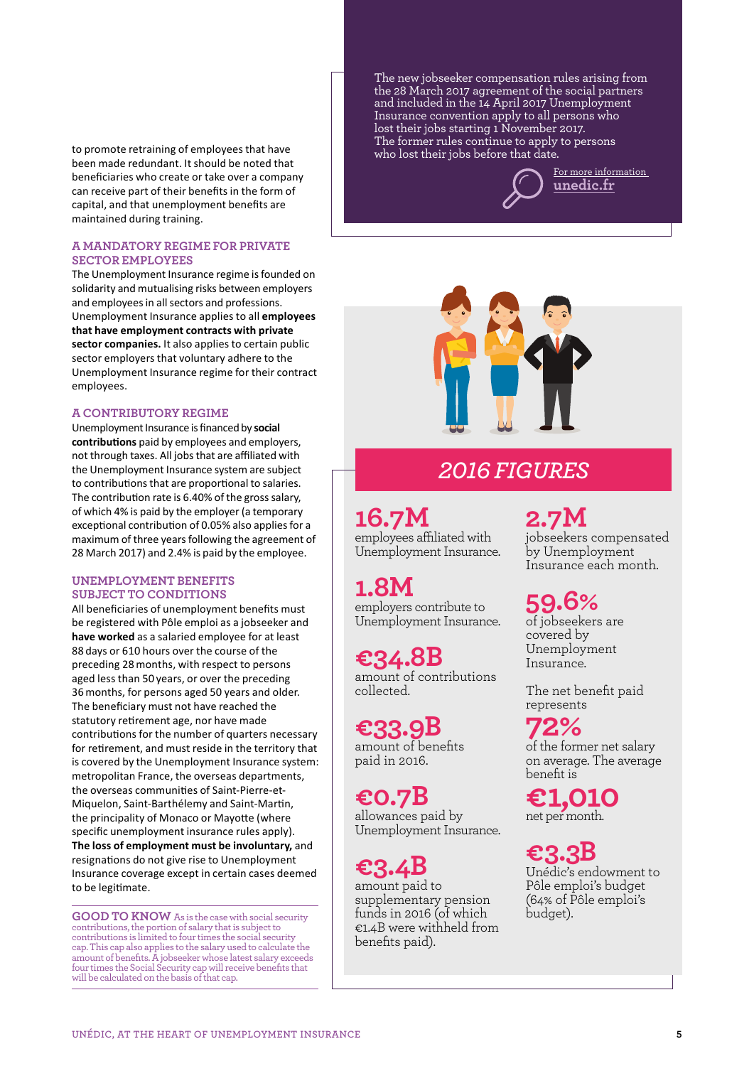to promote retraining of employees that have been made redundant. It should be noted that beneficiaries who create or take over a company can receive part of their benefits in the form of capital, and that unemployment benefits are maintained during training.

## A MANDATORY REGIME FOR PRIVATE SECTOR EMPLOYEES

The Unemployment Insurance regime is founded on solidarity and mutualising risks between employers and employees in all sectors and professions. Unemployment Insurance applies to all **employees that have employment contracts with private sector companies.** It also applies to certain public sector employers that voluntary adhere to the Unemployment Insurance regime for their contract employees.

## A CONTRIBUTORY REGIME

Unemployment Insurance is financed by **social contributions** paid by employees and employers, not through taxes. All jobs that are affiliated with the Unemployment Insurance system are subject to contributions that are proportional to salaries. The contribution rate is 6.40% of the gross salary, of which 4% is paid by the employer (a temporary exceptional contribution of 0.05% also applies for a maximum of three years following the agreement of 28 March 2017) and 2.4% is paid by the employee.

## UNEMPLOYMENT BENEFITS SUBJECT TO CONDITIONS

All beneficiaries of unemployment benefits must be registered with Pôle emploi as a jobseeker and **have worked** as a salaried employee for at least 88 days or 610 hours over the course of the preceding 28 months, with respect to persons aged less than 50 years, or over the preceding 36 months, for persons aged 50 years and older. The beneficiary must not have reached the statutory retirement age, nor have made contributions for the number of quarters necessary for retirement, and must reside in the territory that is covered by the Unemployment Insurance system: metropolitan France, the overseas departments, the overseas communities of Saint-Pierre-et-Miquelon, Saint-Barthélemy and Saint-Martin, the principality of Monaco or Mayotte (where specific unemployment insurance rules apply). **The loss of employment must be involuntary,** and resignations do not give rise to Unemployment Insurance coverage except in certain cases deemed to be legitimate.

**GOOD TO KNOW** As is the case with social security contributions, the portion of salary that is subject to contributions is limited to four times the social security cap. This cap also applies to the salary used to calculate the amount of benefits. A jobseeker whose latest salary exceeds four times the Social Security cap will receive benefits that will be calculated on the basis of that cap.

The new jobseeker compensation rules arising from the 28 March 2017 agreement of the social partners and included in the 14 April 2017 Unemployment Insurance convention apply to all persons who lost their jobs starting 1 November 2017. The former rules continue to apply to persons who lost their jobs before that date.

For more information
**unedic.fr**

## *2016 FIGURES*

**16.7M**
employees affiliated with Unemployment Insurance.

**1.8M**
employers contribute to Unemployment Insurance.

**€34.8B**
amount of contributions collected.

**€33.9B**
amount of benefits paid in 2016.

**€0.7B**
allowances paid by Unemployment Insurance.

**€3.4B**
amount paid to supplementary pension funds in 2016 (of which €1.4B were withheld from benefits paid).

**2.7M**
jobseekers compensated by Unemployment Insurance each month.

**59.6%**
of jobseekers are covered by Unemployment Insurance.

The net benefit paid represents
**72%**
of the former net salary on average. The average benefit is
**€1,010**
net per month.

**€3.3B**
Unédic's endowment to Pôle emploi's budget (64% of Pôle emploi's budget).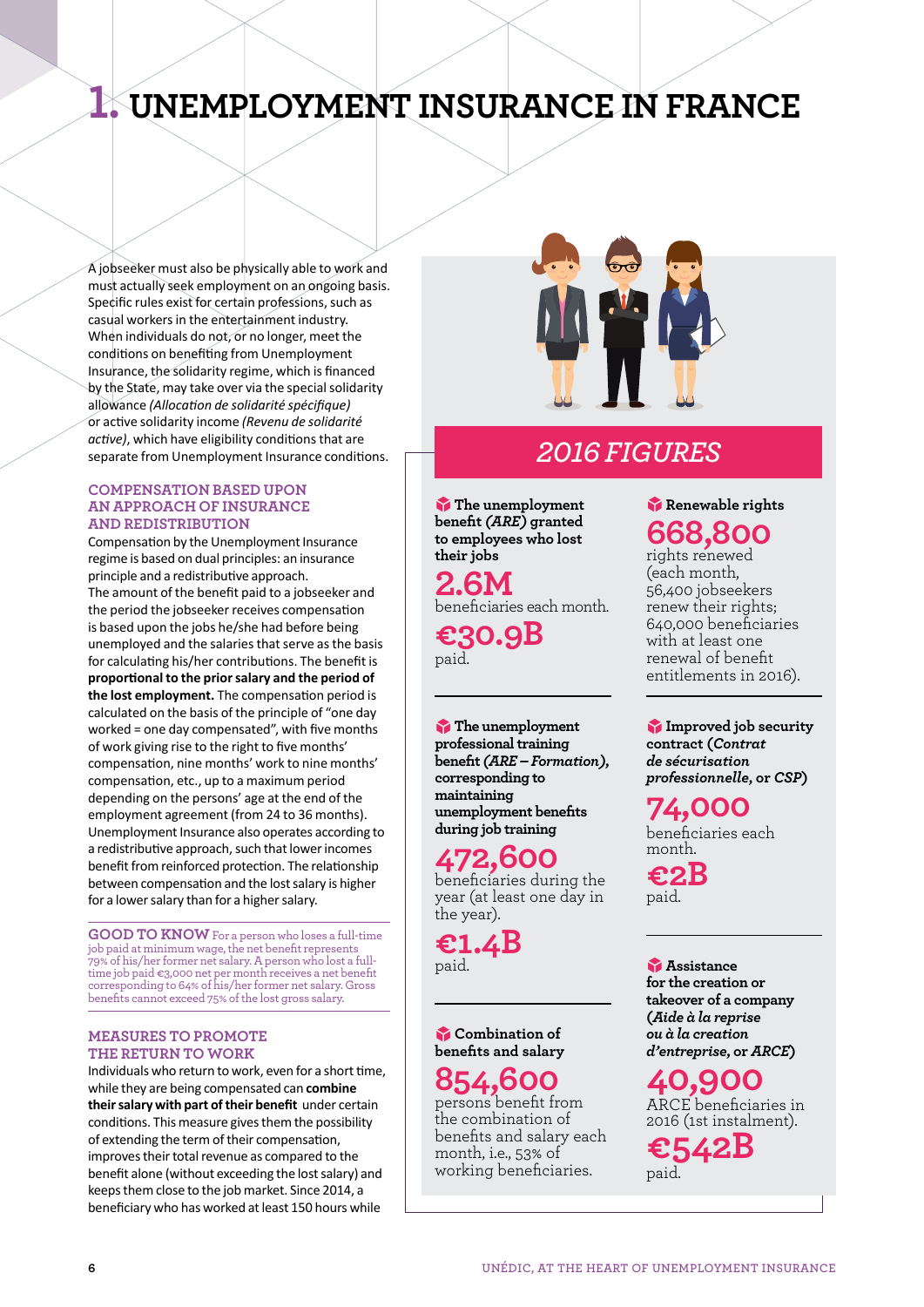# 1. UNEMPLOYMENT INSURANCE IN FRANCE

A jobseeker must also be physically able to work and must actually seek employment on an ongoing basis. Specific rules exist for certain professions, such as casual workers in the entertainment industry. When individuals do not, or no longer, meet the conditions on benefiting from Unemployment Insurance, the solidarity regime, which is financed by the State, may take over via the special solidarity allowance *(Allocation de solidarité spécifique)* or active solidarity income *(Revenu de solidarité active)*, which have eligibility conditions that are separate from Unemployment Insurance conditions.

### COMPENSATION BASED UPON AN APPROACH OF INSURANCE AND REDISTRIBUTION

Compensation by the Unemployment Insurance regime is based on dual principles: an insurance principle and a redistributive approach. The amount of the benefit paid to a jobseeker and the period the jobseeker receives compensation is based upon the jobs he/she had before being unemployed and the salaries that serve as the basis for calculating his/her contributions. The benefit is **proportional to the prior salary and the period of the lost employment.** The compensation period is calculated on the basis of the principle of "one day worked = one day compensated", with five months of work giving rise to the right to five months' compensation, nine months' work to nine months' compensation, etc., up to a maximum period depending on the persons' age at the end of the employment agreement (from 24 to 36 months). Unemployment Insurance also operates according to a redistributive approach, such that lower incomes benefit from reinforced protection. The relationship between compensation and the lost salary is higher for a lower salary than for a higher salary.

**GOOD TO KNOW** For a person who loses a full-time job paid at minimum wage, the net benefit represents 79% of his/her former net salary. A person who lost a full-time job paid €3,000 net per month receives a net benefit corresponding to 64% of his/her former net salary. Gross benefits cannot exceed 75% of the lost gross salary.

### MEASURES TO PROMOTE THE RETURN TO WORK

Individuals who return to work, even for a short time, while they are being compensated can **combine their salary with part of their benefit** under certain conditions. This measure gives them the possibility of extending the term of their compensation, improves their total revenue as compared to the benefit alone (without exceeding the lost salary) and keeps them close to the job market. Since 2014, a beneficiary who has worked at least 150 hours while

## 2016 FIGURES

**The unemployment benefit *(ARE)* granted to employees who lost their jobs**

**2.6M**
beneficiaries each month.

**€30.9B**
paid.

**The unemployment professional training benefit *(ARE – Formation)*, corresponding to maintaining unemployment benefits during job training**

**472,600**
beneficiaries during the year (at least one day in the year).

**€1.4B**
paid.

**Combination of benefits and salary**

**854,600**
persons benefit from the combination of benefits and salary each month, i.e., 53% of working beneficiaries.

**Renewable rights**

**668,800**
rights renewed (each month, 56,400 jobseekers renew their rights; 640,000 beneficiaries with at least one renewal of benefit entitlements in 2016).

**Improved job security contract (*Contrat de sécurisation professionnelle*, or *CSP*)**

**74,000**
beneficiaries each month.

**€2B**
paid.

**Assistance for the creation or takeover of a company (*Aide à la reprise ou à la creation d'entreprise*, or *ARCE*)**

**40,900**
ARCE beneficiaries in 2016 (1st instalment).

**€542B**
paid.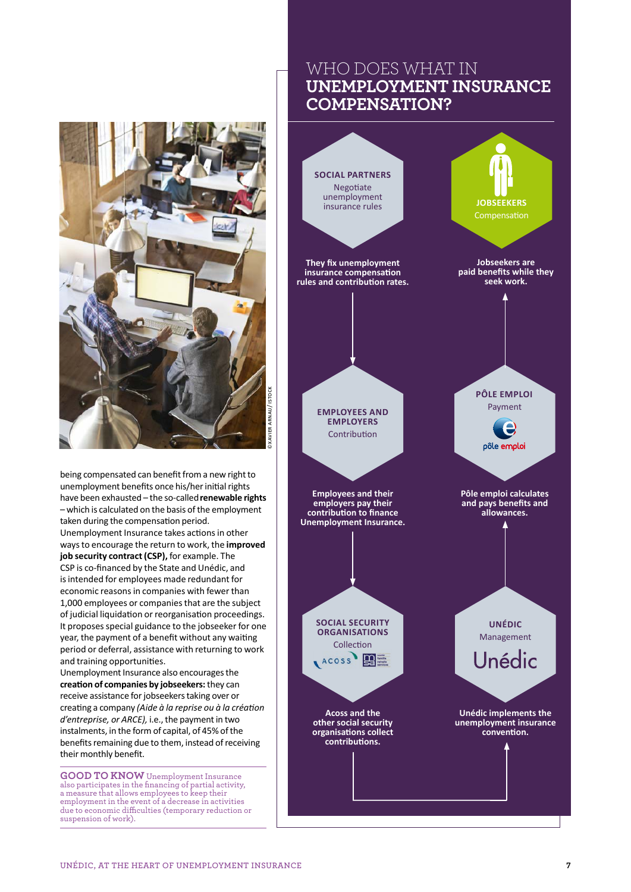being compensated can benefit from a new right to unemployment benefits once his/her initial rights have been exhausted – the so-called **renewable rights** – which is calculated on the basis of the employment taken during the compensation period.

Unemployment Insurance takes actions in other ways to encourage the return to work, the **improved job security contract (CSP),** for example. The CSP is co-financed by the State and Unédic, and is intended for employees made redundant for economic reasons in companies with fewer than 1,000 employees or companies that are the subject of judicial liquidation or reorganisation proceedings. It proposes special guidance to the jobseeker for one year, the payment of a benefit without any waiting period or deferral, assistance with returning to work and training opportunities.

Unemployment Insurance also encourages the **creation of companies by jobseekers:** they can receive assistance for jobseekers taking over or creating a company *(Aide à la reprise ou à la création d'entreprise, or ARCE),* i.e., the payment in two instalments, in the form of capital, of 45% of the benefits remaining due to them, instead of receiving their monthly benefit.

**GOOD TO KNOW** Unemployment Insurance also participates in the financing of partial activity, a measure that allows employees to keep their employment in the event of a decrease in activities due to economic difficulties (temporary reduction or suspension of work).

## WHO DOES WHAT IN UNEMPLOYMENT INSURANCE COMPENSATION?

**SOCIAL PARTNERS**
Negotiate unemployment insurance rules

**They fix unemployment insurance compensation rules and contribution rates.**

**EMPLOYEES AND EMPLOYERS**
Contribution

**Employees and their employers pay their contribution to finance Unemployment Insurance.**

**SOCIAL SECURITY ORGANISATIONS**
Collection

**Acoss and the other social security organisations collect contributions.**

**UNÉDIC**
Management

**Unédic implements the unemployment insurance convention.**

**PÔLE EMPLOI**
Payment

**Pôle emploi calculates and pays benefits and allowances.**

**JOBSEEKERS**
Compensation

**Jobseekers are paid benefits while they seek work.**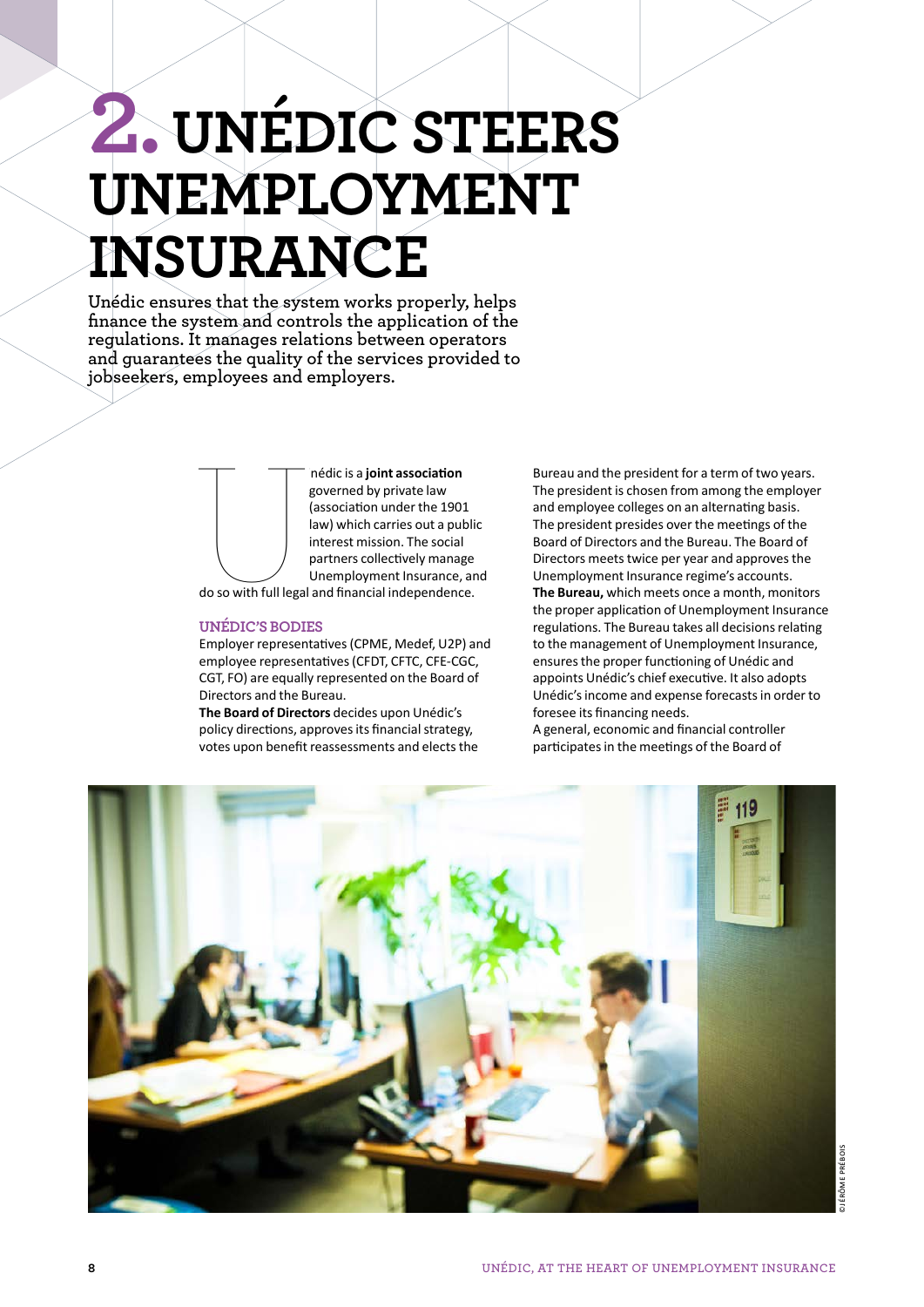# 2. UNÉDIC STEERS UNEMPLOYMENT INSURANCE

**Unédic ensures that the system works properly, helps finance the system and controls the application of the regulations. It manages relations between operators and guarantees the quality of the services provided to jobseekers, employees and employers.**

Unédic is a **joint association** governed by private law (association under the 1901 law) which carries out a public interest mission. The social partners collectively manage Unemployment Insurance, and do so with full legal and financial independence.

## UNÉDIC'S BODIES

Employer representatives (CPME, Medef, U2P) and employee representatives (CFDT, CFTC, CFE-CGC, CGT, FO) are equally represented on the Board of Directors and the Bureau.

**The Board of Directors** decides upon Unédic's policy directions, approves its financial strategy, votes upon benefit reassessments and elects the Bureau and the president for a term of two years. The president is chosen from among the employer and employee colleges on an alternating basis. The president presides over the meetings of the Board of Directors and the Bureau. The Board of Directors meets twice per year and approves the Unemployment Insurance regime's accounts.

**The Bureau,** which meets once a month, monitors the proper application of Unemployment Insurance regulations. The Bureau takes all decisions relating to the management of Unemployment Insurance, ensures the proper functioning of Unédic and appoints Unédic's chief executive. It also adopts Unédic's income and expense forecasts in order to foresee its financing needs.

A general, economic and financial controller participates in the meetings of the Board of

©JÉRÔME PRÉBOIS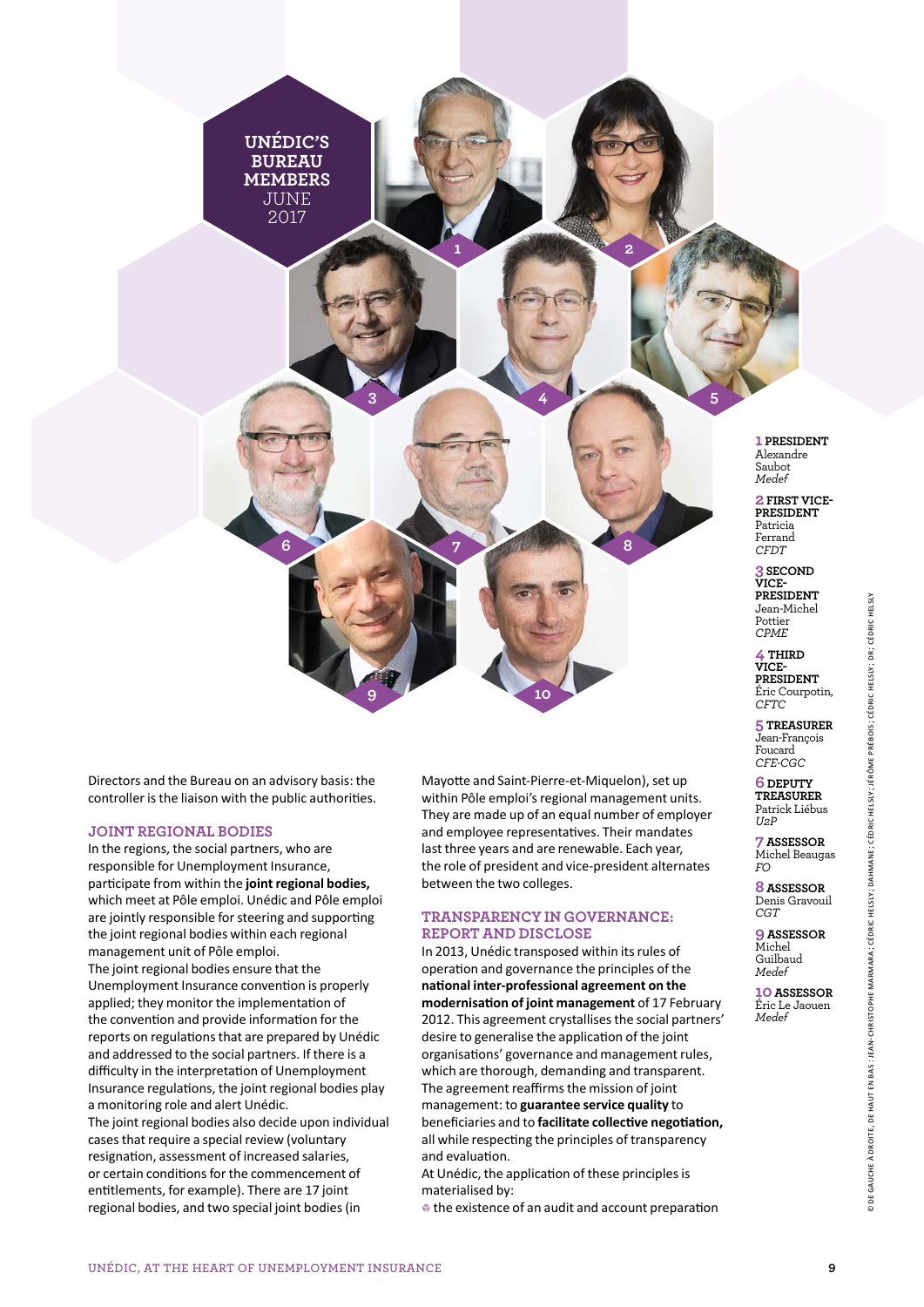## UNÉDIC'S BUREAU MEMBERS JUNE 2017

**1 PRESIDENT**
Alexandre Saubot
*Medef*

**2 FIRST VICE-PRESIDENT**
Patricia Ferrand
*CFDT*

**3 SECOND VICE-PRESIDENT**
Jean-Michel Pottier
*CPME*

**4 THIRD VICE-PRESIDENT**
Éric Courpotin,
*CFTC*

**5 TREASURER**
Jean-François Foucard
*CFE-CGC*

**6 DEPUTY TREASURER**
Patrick Liébus
*U2P*

**7 ASSESSOR**
Michel Beaugas
*FO*

**8 ASSESSOR**
Denis Gravouil
*CGT*

**9 ASSESSOR**
Michel Guilbaud
*Medef*

**10 ASSESSOR**
Éric Le Jaouen
*Medef*

Directors and the Bureau on an advisory basis: the controller is the liaison with the public authorities.

### JOINT REGIONAL BODIES

In the regions, the social partners, who are responsible for Unemployment Insurance, participate from within the **joint regional bodies,** which meet at Pôle emploi. Unédic and Pôle emploi are jointly responsible for steering and supporting the joint regional bodies within each regional management unit of Pôle emploi.

The joint regional bodies ensure that the Unemployment Insurance convention is properly applied; they monitor the implementation of the convention and provide information for the reports on regulations that are prepared by Unédic and addressed to the social partners. If there is a difficulty in the interpretation of Unemployment Insurance regulations, the joint regional bodies play a monitoring role and alert Unédic.

The joint regional bodies also decide upon individual cases that require a special review (voluntary resignation, assessment of increased salaries, or certain conditions for the commencement of entitlements, for example). There are 17 joint regional bodies, and two special joint bodies (in Mayotte and Saint-Pierre-et-Miquelon), set up within Pôle emploi's regional management units. They are made up of an equal number of employer and employee representatives. Their mandates last three years and are renewable. Each year, the role of president and vice-president alternates between the two colleges.

### TRANSPARENCY IN GOVERNANCE: REPORT AND DISCLOSE

In 2013, Unédic transposed within its rules of operation and governance the principles of the **national inter-professional agreement on the modernisation of joint management** of 17 February 2012. This agreement crystallises the social partners' desire to generalise the application of the joint organisations' governance and management rules, which are thorough, demanding and transparent. The agreement reaffirms the mission of joint management: to **guarantee service quality** to beneficiaries and to **facilitate collective negotiation,** all while respecting the principles of transparency and evaluation.

At Unédic, the application of these principles is materialised by:

- the existence of an audit and account preparation

© DE GAUCHE À DROITE, DE HAUT EN BAS : JEAN-CHRISTOPHE MARMARA ; CÉDRIC HELSLY ; DAHMANE ; CÉDRIC HELSLY ; JÉRÔME PRÉBOIS ; CÉDRIC HELSLY ; DR ; CÉDRIC HELSLY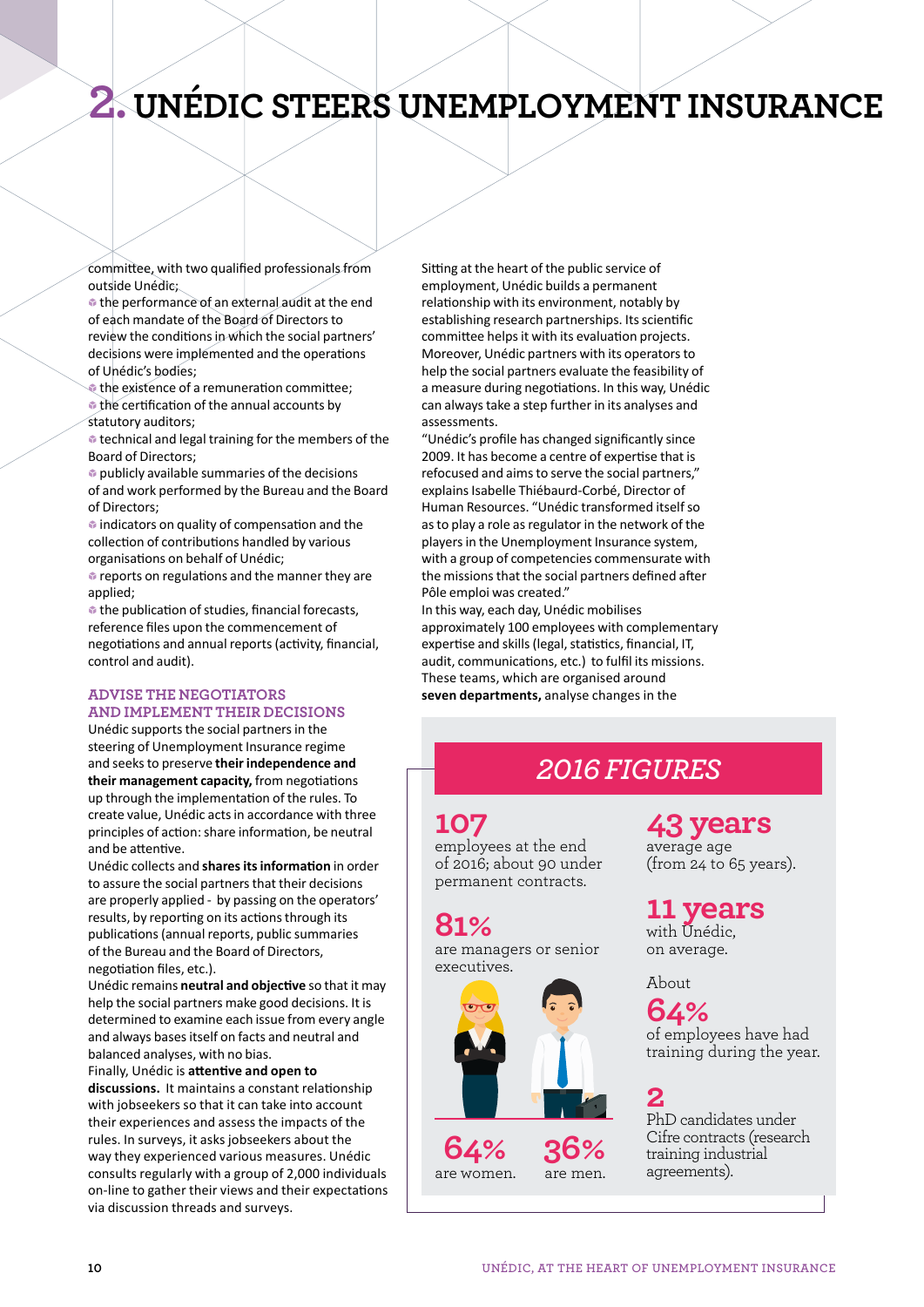# 2. UNÉDIC STEERS UNEMPLOYMENT INSURANCE

committee, with two qualified professionals from outside Unédic;

- the performance of an external audit at the end of each mandate of the Board of Directors to review the conditions in which the social partners' decisions were implemented and the operations of Unédic's bodies;
- the existence of a remuneration committee;
- the certification of the annual accounts by statutory auditors;
- technical and legal training for the members of the Board of Directors;
- publicly available summaries of the decisions of and work performed by the Bureau and the Board of Directors;
- indicators on quality of compensation and the collection of contributions handled by various organisations on behalf of Unédic;
- reports on regulations and the manner they are applied;
- the publication of studies, financial forecasts, reference files upon the commencement of negotiations and annual reports (activity, financial, control and audit).

## ADVISE THE NEGOTIATORS AND IMPLEMENT THEIR DECISIONS

Unédic supports the social partners in the steering of Unemployment Insurance regime and seeks to preserve **their independence and their management capacity,** from negotiations up through the implementation of the rules. To create value, Unédic acts in accordance with three principles of action: share information, be neutral and be attentive.

Unédic collects and **shares its information** in order to assure the social partners that their decisions are properly applied - by passing on the operators' results, by reporting on its actions through its publications (annual reports, public summaries of the Bureau and the Board of Directors, negotiation files, etc.).

Unédic remains **neutral and objective** so that it may help the social partners make good decisions. It is determined to examine each issue from every angle and always bases itself on facts and neutral and balanced analyses, with no bias.

Finally, Unédic is **attentive and open to discussions.** It maintains a constant relationship with jobseekers so that it can take into account their experiences and assess the impacts of the rules. In surveys, it asks jobseekers about the way they experienced various measures. Unédic consults regularly with a group of 2,000 individuals on-line to gather their views and their expectations via discussion threads and surveys.

Sitting at the heart of the public service of employment, Unédic builds a permanent relationship with its environment, notably by establishing research partnerships. Its scientific committee helps it with its evaluation projects. Moreover, Unédic partners with its operators to help the social partners evaluate the feasibility of a measure during negotiations. In this way, Unédic can always take a step further in its analyses and assessments.

"Unédic's profile has changed significantly since 2009. It has become a centre of expertise that is refocused and aims to serve the social partners," explains Isabelle Thiébaurd-Corbé, Director of Human Resources. "Unédic transformed itself so as to play a role as regulator in the network of the players in the Unemployment Insurance system, with a group of competencies commensurate with the missions that the social partners defined after Pôle emploi was created."

In this way, each day, Unédic mobilises approximately 100 employees with complementary expertise and skills (legal, statistics, financial, IT, audit, communications, etc.) to fulfil its missions. These teams, which are organised around **seven departments,** analyse changes in the

### *2016 FIGURES*

**107**
employees at the end of 2016; about 90 under permanent contracts.

**81%**
are managers or senior executives.

**64%** are women.

**36%** are men.

**43 years**
average age (from 24 to 65 years).

**11 years**
with Unédic, on average.

About
**64%**
of employees have had training during the year.

**2**
PhD candidates under Cifre contracts (research training industrial agreements).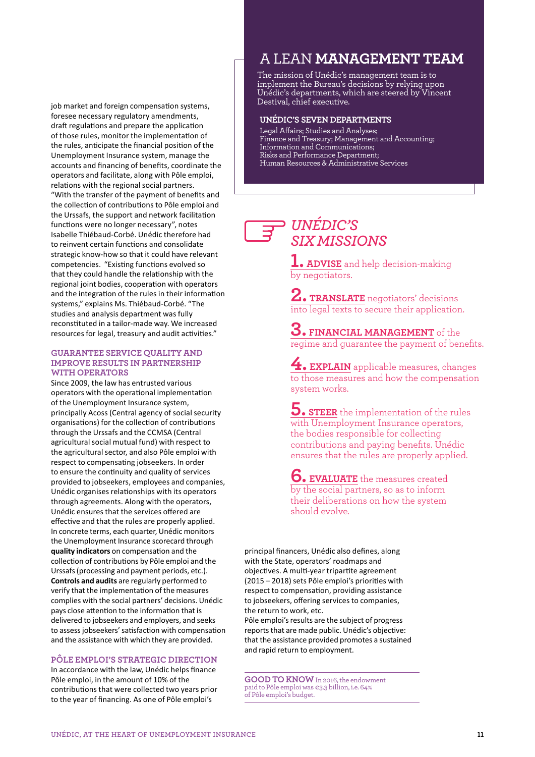job market and foreign compensation systems, foresee necessary regulatory amendments, draft regulations and prepare the application of those rules, monitor the implementation of the rules, anticipate the financial position of the Unemployment Insurance system, manage the accounts and financing of benefits, coordinate the operators and facilitate, along with Pôle emploi, relations with the regional social partners. "With the transfer of the payment of benefits and the collection of contributions to Pôle emploi and the Urssafs, the support and network facilitation functions were no longer necessary", notes Isabelle Thiébaud-Corbé. Unédic therefore had to reinvent certain functions and consolidate strategic know-how so that it could have relevant competencies. "Existing functions evolved so that they could handle the relationship with the regional joint bodies, cooperation with operators and the integration of the rules in their information systems," explains Ms. Thiébaud-Corbé. "The studies and analysis department was fully reconstituted in a tailor-made way. We increased resources for legal, treasury and audit activities."

### GUARANTEE SERVICE QUALITY AND IMPROVE RESULTS IN PARTNERSHIP WITH OPERATORS

Since 2009, the law has entrusted various operators with the operational implementation of the Unemployment Insurance system, principally Acoss (Central agency of social security organisations) for the collection of contributions through the Urssafs and the CCMSA (Central agricultural social mutual fund) with respect to the agricultural sector, and also Pôle emploi with respect to compensating jobseekers. In order to ensure the continuity and quality of services provided to jobseekers, employees and companies, Unédic organises relationships with its operators through agreements. Along with the operators, Unédic ensures that the services offered are effective and that the rules are properly applied. In concrete terms, each quarter, Unédic monitors the Unemployment Insurance scorecard through **quality indicators** on compensation and the collection of contributions by Pôle emploi and the Urssafs (processing and payment periods, etc.). **Controls and audits** are regularly performed to verify that the implementation of the measures complies with the social partners' decisions. Unédic pays close attention to the information that is delivered to jobseekers and employers, and seeks to assess jobseekers' satisfaction with compensation and the assistance with which they are provided.

### PÔLE EMPLOI'S STRATEGIC DIRECTION

In accordance with the law, Unédic helps finance Pôle emploi, in the amount of 10% of the contributions that were collected two years prior to the year of financing. As one of Pôle emploi's principal financers, Unédic also defines, along with the State, operators' roadmaps and objectives. A multi-year tripartite agreement (2015 – 2018) sets Pôle emploi's priorities with respect to compensation, providing assistance to jobseekers, offering services to companies, the return to work, etc.
Pôle emploi's results are the subject of progress reports that are made public. Unédic's objective: that the assistance provided promotes a sustained and rapid return to employment.

**GOOD TO KNOW** In 2016, the endowment paid to Pôle emploi was €3.3 billion, i.e. 64% of Pôle emploi's budget.

## A LEAN **MANAGEMENT TEAM**

The mission of Unédic's management team is to implement the Bureau's decisions by relying upon Unédic's departments, which are steered by Vincent Destival, chief executive.

### UNÉDIC'S SEVEN DEPARTMENTS

Legal Affairs; Studies and Analyses;
Finance and Treasury; Management and Accounting;
Information and Communications;
Risks and Performance Department;
Human Resources & Administrative Services

## *UNÉDIC'S SIX MISSIONS*

1. **ADVISE** and help decision-making by negotiators.
2. **TRANSLATE** negotiators' decisions into legal texts to secure their application.
3. **FINANCIAL MANAGEMENT** of the regime and guarantee the payment of benefits.
4. **EXPLAIN** applicable measures, changes to those measures and how the compensation system works.
5. **STEER** the implementation of the rules with Unemployment Insurance operators, the bodies responsible for collecting contributions and paying benefits. Unédic ensures that the rules are properly applied.
6. **EVALUATE** the measures created by the social partners, so as to inform their deliberations on how the system should evolve.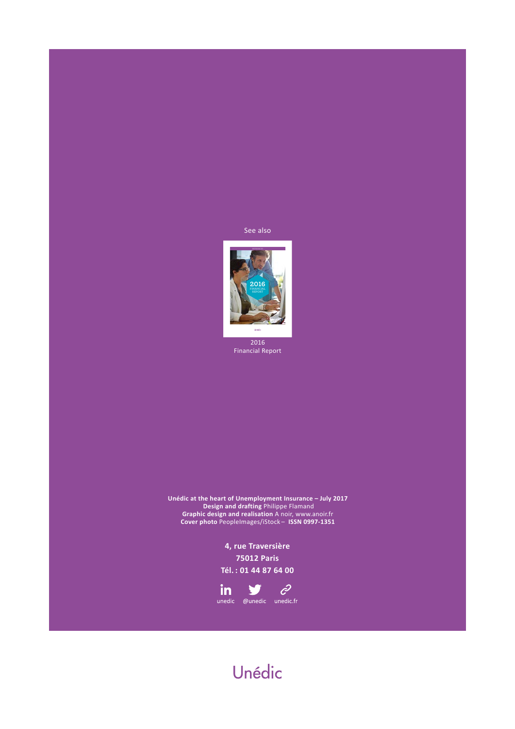See also

2016
Financial Report

**Unédic at the heart of Unemployment Insurance – July 2017**
**Design and drafting** Philippe Flamand
**Graphic design and realisation** A noir, www.anoir.fr
**Cover photo** PeopleImages/iStock – **ISSN 0997-1351**

**4, rue Traversière**
**75012 Paris**
**Tél. : 01 44 87 64 00**

unedic @unedic unedic.fr

Unédic